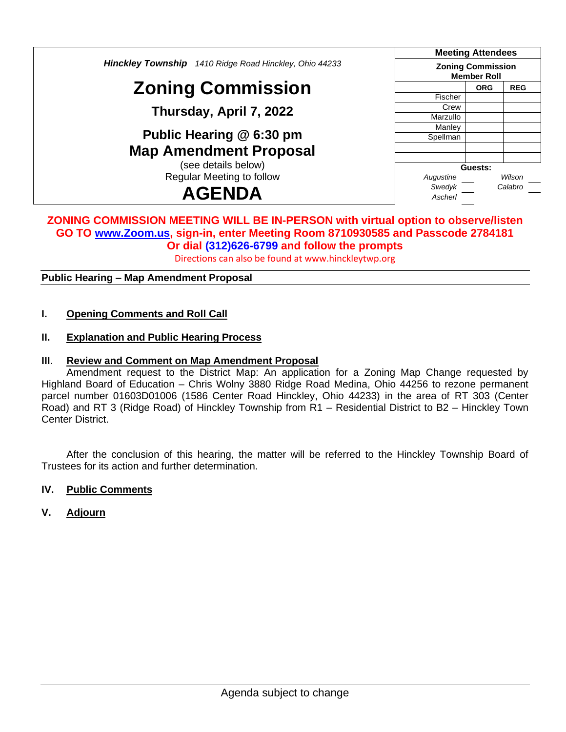*Hinckley Township* *1410 Ridge Road Hinckley, Ohio 44233*

# Zoning Commission

## Thursday, April 7, 2022

## Public Hearing @ 6:30 pm
## Map Amendment Proposal

(see details below)
Regular Meeting to follow

# AGENDA

| Meeting Attendees | | |
|---|---|---|
| **Zoning Commission Member Roll** | | |
| | **ORG** | **REG** |
| Fischer | | |
| Crew | | |
| Marzullo | | |
| Manley | | |
| Spellman | | |
| | | |
| | | |

**Guests:**

| | | | |
|---|---|---|---|
| *Augustine* | | *Wilson* | |
| *Swedyk* | | *Calabro* | |
| *Ascherl* | | | |

**ZONING COMMISSION MEETING WILL BE IN-PERSON with virtual option to observe/listen**
**GO TO www.Zoom.us, sign-in, enter Meeting Room 8710930585 and Passcode 2784181**
**Or dial (312)626-6799 and follow the prompts**
Directions can also be found at www.hinckleytwp.org

**Public Hearing – Map Amendment Proposal**

**I. Opening Comments and Roll Call**

**II. Explanation and Public Hearing Process**

**III. Review and Comment on Map Amendment Proposal**

Amendment request to the District Map: An application for a Zoning Map Change requested by Highland Board of Education – Chris Wolny 3880 Ridge Road Medina, Ohio 44256 to rezone permanent parcel number 01603D01006 (1586 Center Road Hinckley, Ohio 44233) in the area of RT 303 (Center Road) and RT 3 (Ridge Road) of Hinckley Township from R1 – Residential District to B2 – Hinckley Town Center District.

After the conclusion of this hearing, the matter will be referred to the Hinckley Township Board of Trustees for its action and further determination.

**IV. Public Comments**

**V. Adjourn**

Agenda subject to change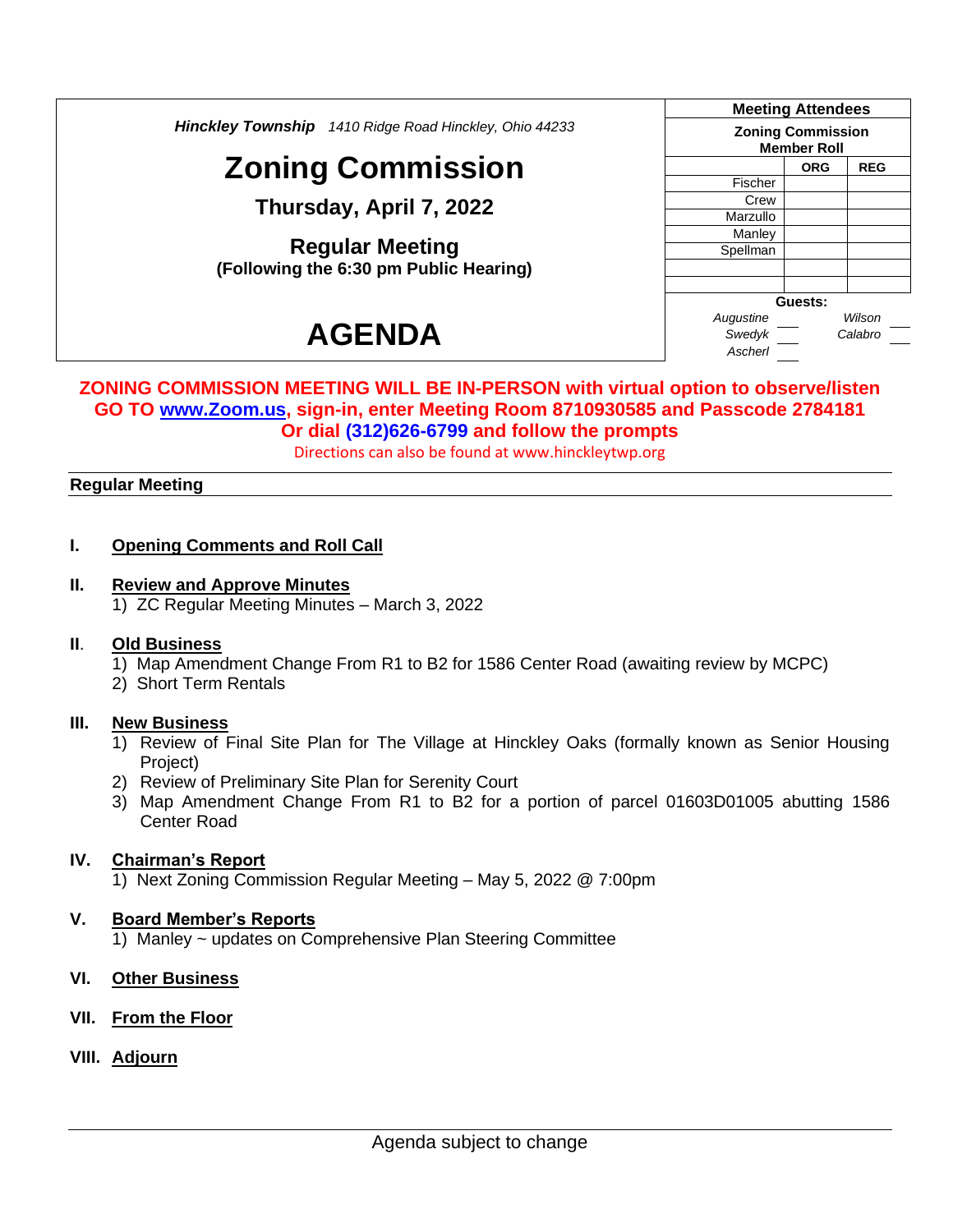*Hinckley Township* *1410 Ridge Road Hinckley, Ohio 44233*

# Zoning Commission

**Thursday, April 7, 2022**

**Regular Meeting**
**(Following the 6:30 pm Public Hearing)**

# AGENDA

| Meeting Attendees | | |
|---|---|---|
| **Zoning Commission Member Roll** | | |
| | **ORG** | **REG** |
| Fischer | | |
| Crew | | |
| Marzullo | | |
| Manley | | |
| Spellman | | |
| | | |
| | | |

**Guests:**
*Augustine* ___ *Wilson* ___
*Swedyk* ___ *Calabro* ___
*Ascherl* ___

**ZONING COMMISSION MEETING WILL BE IN-PERSON with virtual option to observe/listen**
**GO TO www.Zoom.us, sign-in, enter Meeting Room 8710930585 and Passcode 2784181**
**Or dial (312)626-6799 and follow the prompts**
Directions can also be found at www.hinckleytwp.org

## Regular Meeting

**I. Opening Comments and Roll Call**

**II. Review and Approve Minutes**
1) ZC Regular Meeting Minutes – March 3, 2022

**II. Old Business**
1) Map Amendment Change From R1 to B2 for 1586 Center Road (awaiting review by MCPC)
2) Short Term Rentals

**III. New Business**
1) Review of Final Site Plan for The Village at Hinckley Oaks (formally known as Senior Housing Project)
2) Review of Preliminary Site Plan for Serenity Court
3) Map Amendment Change From R1 to B2 for a portion of parcel 01603D01005 abutting 1586 Center Road

**IV. Chairman's Report**
1) Next Zoning Commission Regular Meeting – May 5, 2022 @ 7:00pm

**V. Board Member's Reports**
1) Manley ~ updates on Comprehensive Plan Steering Committee

**VI. Other Business**

**VII. From the Floor**

**VIII. Adjourn**

Agenda subject to change